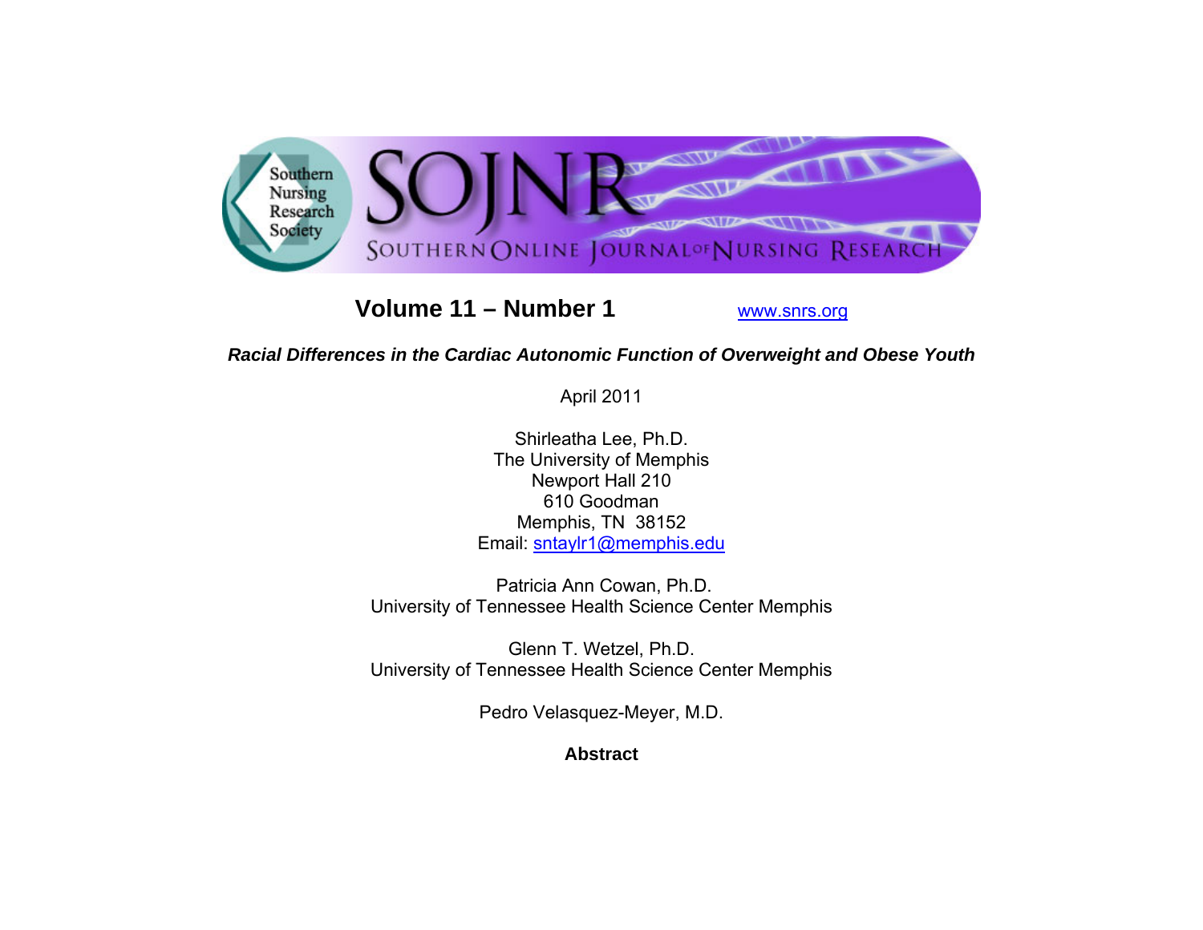**Volume 11 – Number 1** www.snrs.org

# *Racial Differences in the Cardiac Autonomic Function of Overweight and Obese Youth*

April 2011

Shirleatha Lee, Ph.D.
The University of Memphis
Newport Hall 210
610 Goodman
Memphis, TN 38152
Email: sntaylr1@memphis.edu

Patricia Ann Cowan, Ph.D.
University of Tennessee Health Science Center Memphis

Glenn T. Wetzel, Ph.D.
University of Tennessee Health Science Center Memphis

Pedro Velasquez-Meyer, M.D.

## Abstract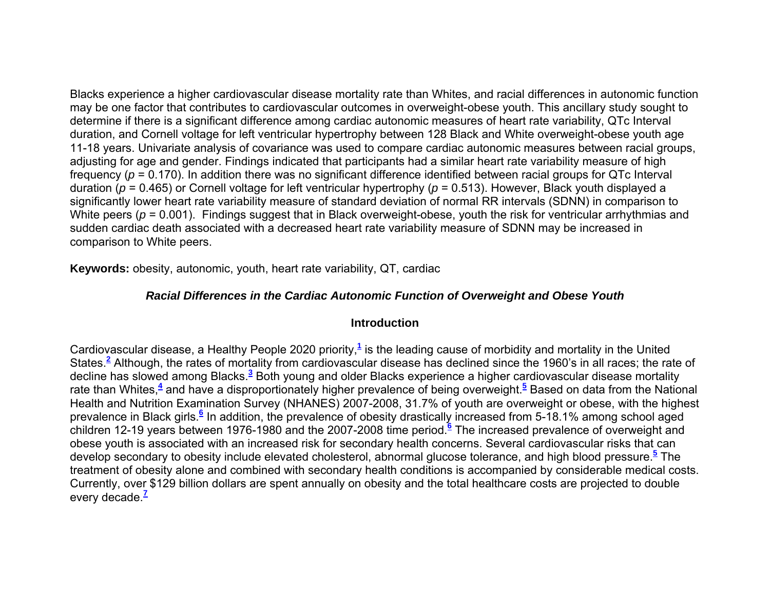Blacks experience a higher cardiovascular disease mortality rate than Whites, and racial differences in autonomic function may be one factor that contributes to cardiovascular outcomes in overweight-obese youth. This ancillary study sought to determine if there is a significant difference among cardiac autonomic measures of heart rate variability, QTc Interval duration, and Cornell voltage for left ventricular hypertrophy between 128 Black and White overweight-obese youth age 11-18 years. Univariate analysis of covariance was used to compare cardiac autonomic measures between racial groups, adjusting for age and gender. Findings indicated that participants had a similar heart rate variability measure of high frequency ($p$ = 0.170). In addition there was no significant difference identified between racial groups for QTc Interval duration ($p$ = 0.465) or Cornell voltage for left ventricular hypertrophy ($p$ = 0.513). However, Black youth displayed a significantly lower heart rate variability measure of standard deviation of normal RR intervals (SDNN) in comparison to White peers ($p$ = 0.001). Findings suggest that in Black overweight-obese, youth the risk for ventricular arrhythmias and sudden cardiac death associated with a decreased heart rate variability measure of SDNN may be increased in comparison to White peers.

**Keywords:** obesity, autonomic, youth, heart rate variability, QT, cardiac

## *Racial Differences in the Cardiac Autonomic Function of Overweight and Obese Youth*

### Introduction

Cardiovascular disease, a Healthy People 2020 priority,[1] is the leading cause of morbidity and mortality in the United States.[2] Although, the rates of mortality from cardiovascular disease has declined since the 1960's in all races; the rate of decline has slowed among Blacks.[3] Both young and older Blacks experience a higher cardiovascular disease mortality rate than Whites,[4] and have a disproportionately higher prevalence of being overweight.[5] Based on data from the National Health and Nutrition Examination Survey (NHANES) 2007-2008, 31.7% of youth are overweight or obese, with the highest prevalence in Black girls.[6] In addition, the prevalence of obesity drastically increased from 5-18.1% among school aged children 12-19 years between 1976-1980 and the 2007-2008 time period.[6] The increased prevalence of overweight and obese youth is associated with an increased risk for secondary health concerns. Several cardiovascular risks that can develop secondary to obesity include elevated cholesterol, abnormal glucose tolerance, and high blood pressure.[5] The treatment of obesity alone and combined with secondary health conditions is accompanied by considerable medical costs. Currently, over $129 billion dollars are spent annually on obesity and the total healthcare costs are projected to double every decade.[7]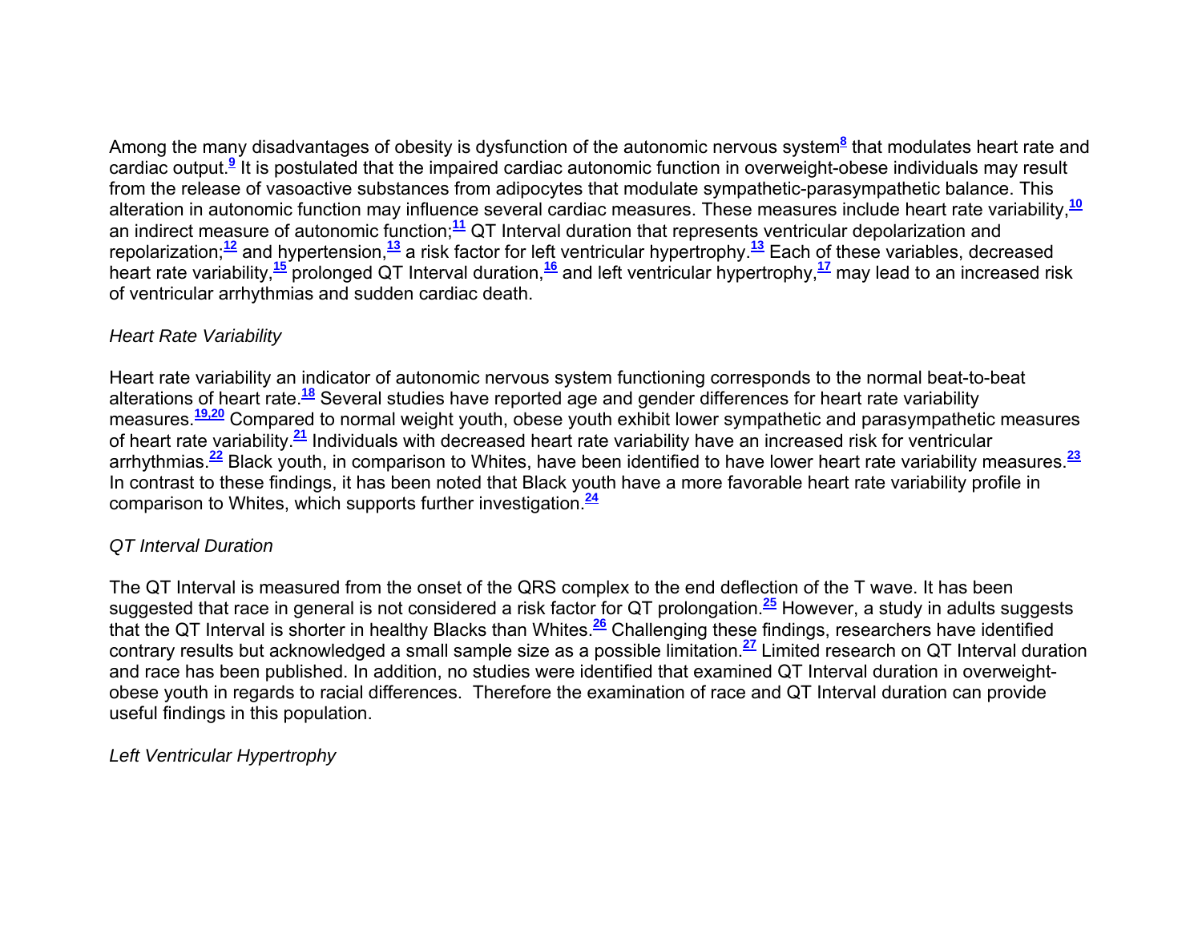Among the many disadvantages of obesity is dysfunction of the autonomic nervous system[8] that modulates heart rate and cardiac output.[9] It is postulated that the impaired cardiac autonomic function in overweight-obese individuals may result from the release of vasoactive substances from adipocytes that modulate sympathetic-parasympathetic balance. This alteration in autonomic function may influence several cardiac measures. These measures include heart rate variability,[10] an indirect measure of autonomic function;[11] QT Interval duration that represents ventricular depolarization and repolarization;[12] and hypertension,[13] a risk factor for left ventricular hypertrophy.[13] Each of these variables, decreased heart rate variability,[15] prolonged QT Interval duration,[16] and left ventricular hypertrophy,[17] may lead to an increased risk of ventricular arrhythmias and sudden cardiac death.

*Heart Rate Variability*

Heart rate variability an indicator of autonomic nervous system functioning corresponds to the normal beat-to-beat alterations of heart rate.[18] Several studies have reported age and gender differences for heart rate variability measures.[19,20] Compared to normal weight youth, obese youth exhibit lower sympathetic and parasympathetic measures of heart rate variability.[21] Individuals with decreased heart rate variability have an increased risk for ventricular arrhythmias.[22] Black youth, in comparison to Whites, have been identified to have lower heart rate variability measures.[23] In contrast to these findings, it has been noted that Black youth have a more favorable heart rate variability profile in comparison to Whites, which supports further investigation.[24]

*QT Interval Duration*

The QT Interval is measured from the onset of the QRS complex to the end deflection of the T wave. It has been suggested that race in general is not considered a risk factor for QT prolongation.[25] However, a study in adults suggests that the QT Interval is shorter in healthy Blacks than Whites.[26] Challenging these findings, researchers have identified contrary results but acknowledged a small sample size as a possible limitation.[27] Limited research on QT Interval duration and race has been published. In addition, no studies were identified that examined QT Interval duration in overweight-obese youth in regards to racial differences. Therefore the examination of race and QT Interval duration can provide useful findings in this population.

*Left Ventricular Hypertrophy*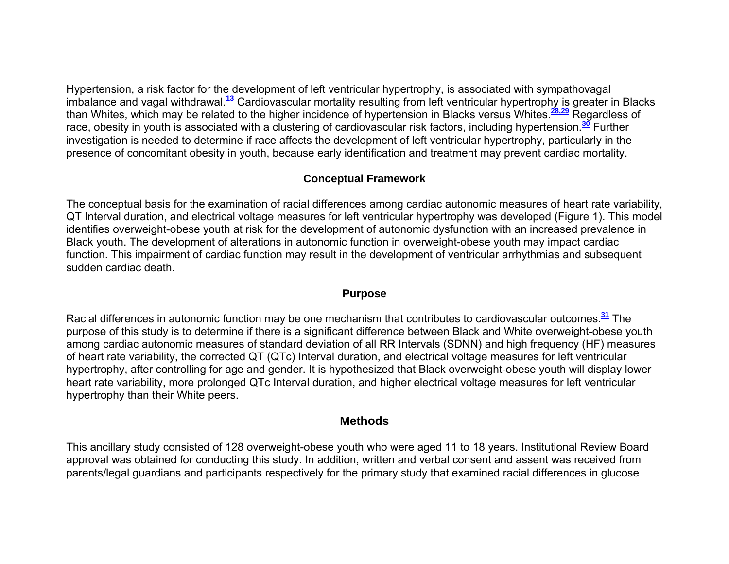Hypertension, a risk factor for the development of left ventricular hypertrophy, is associated with sympathovagal imbalance and vagal withdrawal.[13] Cardiovascular mortality resulting from left ventricular hypertrophy is greater in Blacks than Whites, which may be related to the higher incidence of hypertension in Blacks versus Whites.[28,29] Regardless of race, obesity in youth is associated with a clustering of cardiovascular risk factors, including hypertension.[30] Further investigation is needed to determine if race affects the development of left ventricular hypertrophy, particularly in the presence of concomitant obesity in youth, because early identification and treatment may prevent cardiac mortality.

## Conceptual Framework

The conceptual basis for the examination of racial differences among cardiac autonomic measures of heart rate variability, QT Interval duration, and electrical voltage measures for left ventricular hypertrophy was developed (Figure 1). This model identifies overweight-obese youth at risk for the development of autonomic dysfunction with an increased prevalence in Black youth. The development of alterations in autonomic function in overweight-obese youth may impact cardiac function. This impairment of cardiac function may result in the development of ventricular arrhythmias and subsequent sudden cardiac death.

## Purpose

Racial differences in autonomic function may be one mechanism that contributes to cardiovascular outcomes.[31] The purpose of this study is to determine if there is a significant difference between Black and White overweight-obese youth among cardiac autonomic measures of standard deviation of all RR Intervals (SDNN) and high frequency (HF) measures of heart rate variability, the corrected QT (QTc) Interval duration, and electrical voltage measures for left ventricular hypertrophy, after controlling for age and gender. It is hypothesized that Black overweight-obese youth will display lower heart rate variability, more prolonged QTc Interval duration, and higher electrical voltage measures for left ventricular hypertrophy than their White peers.

# Methods

This ancillary study consisted of 128 overweight-obese youth who were aged 11 to 18 years. Institutional Review Board approval was obtained for conducting this study. In addition, written and verbal consent and assent was received from parents/legal guardians and participants respectively for the primary study that examined racial differences in glucose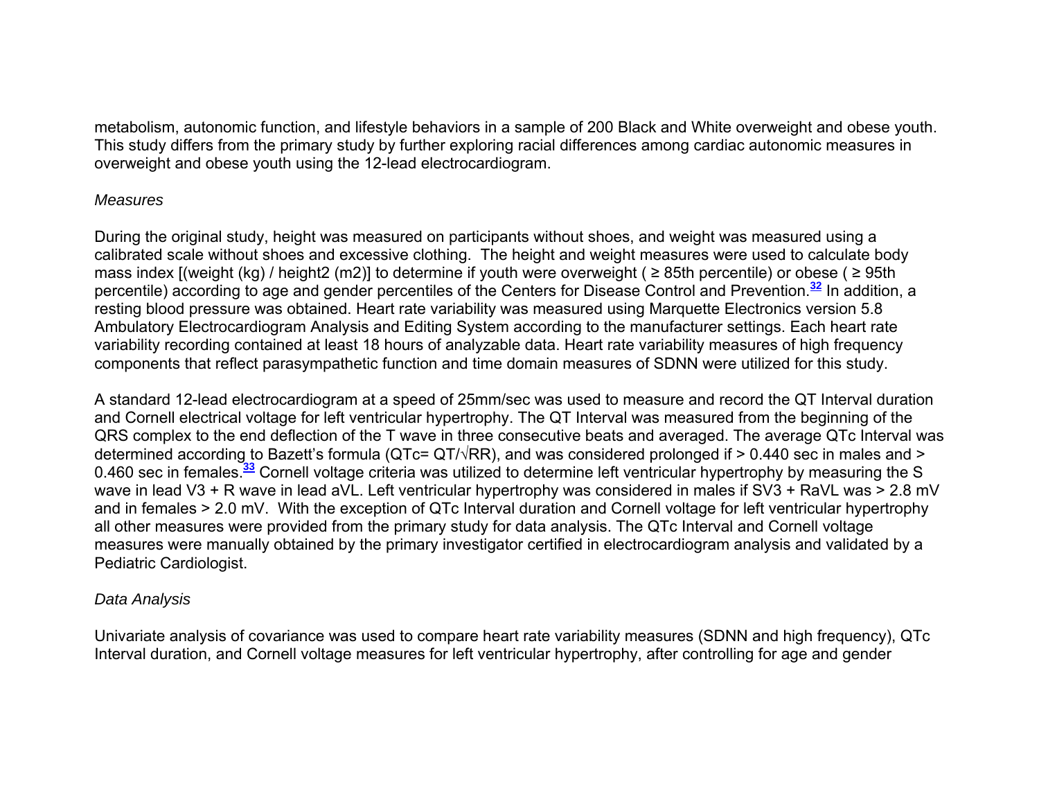metabolism, autonomic function, and lifestyle behaviors in a sample of 200 Black and White overweight and obese youth. This study differs from the primary study by further exploring racial differences among cardiac autonomic measures in overweight and obese youth using the 12-lead electrocardiogram.

*Measures*

During the original study, height was measured on participants without shoes, and weight was measured using a calibrated scale without shoes and excessive clothing. The height and weight measures were used to calculate body mass index [(weight (kg) / height2 (m2)] to determine if youth were overweight ( ≥ 85th percentile) or obese ( ≥ 95th percentile) according to age and gender percentiles of the Centers for Disease Control and Prevention.[32] In addition, a resting blood pressure was obtained. Heart rate variability was measured using Marquette Electronics version 5.8 Ambulatory Electrocardiogram Analysis and Editing System according to the manufacturer settings. Each heart rate variability recording contained at least 18 hours of analyzable data. Heart rate variability measures of high frequency components that reflect parasympathetic function and time domain measures of SDNN were utilized for this study.

A standard 12-lead electrocardiogram at a speed of 25mm/sec was used to measure and record the QT Interval duration and Cornell electrical voltage for left ventricular hypertrophy. The QT Interval was measured from the beginning of the QRS complex to the end deflection of the T wave in three consecutive beats and averaged. The average QTc Interval was determined according to Bazett's formula ($QTc = QT/\sqrt{RR}$), and was considered prolonged if > 0.440 sec in males and > 0.460 sec in females.[33] Cornell voltage criteria was utilized to determine left ventricular hypertrophy by measuring the S wave in lead V3 + R wave in lead aVL. Left ventricular hypertrophy was considered in males if SV3 + RaVL was > 2.8 mV and in females > 2.0 mV. With the exception of QTc Interval duration and Cornell voltage for left ventricular hypertrophy all other measures were provided from the primary study for data analysis. The QTc Interval and Cornell voltage measures were manually obtained by the primary investigator certified in electrocardiogram analysis and validated by a Pediatric Cardiologist.

*Data Analysis*

Univariate analysis of covariance was used to compare heart rate variability measures (SDNN and high frequency), QTc Interval duration, and Cornell voltage measures for left ventricular hypertrophy, after controlling for age and gender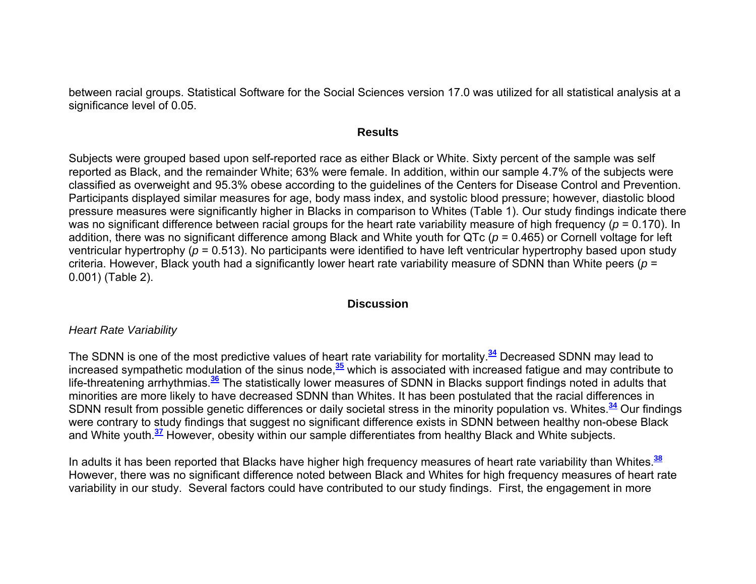between racial groups. Statistical Software for the Social Sciences version 17.0 was utilized for all statistical analysis at a significance level of 0.05.

## Results

Subjects were grouped based upon self-reported race as either Black or White. Sixty percent of the sample was self reported as Black, and the remainder White; 63% were female. In addition, within our sample 4.7% of the subjects were classified as overweight and 95.3% obese according to the guidelines of the Centers for Disease Control and Prevention. Participants displayed similar measures for age, body mass index, and systolic blood pressure; however, diastolic blood pressure measures were significantly higher in Blacks in comparison to Whites (Table 1). Our study findings indicate there was no significant difference between racial groups for the heart rate variability measure of high frequency ($p$ = 0.170). In addition, there was no significant difference among Black and White youth for QTc ($p$ = 0.465) or Cornell voltage for left ventricular hypertrophy ($p$ = 0.513). No participants were identified to have left ventricular hypertrophy based upon study criteria. However, Black youth had a significantly lower heart rate variability measure of SDNN than White peers ($p$ = 0.001) (Table 2).

## Discussion

### *Heart Rate Variability*

The SDNN is one of the most predictive values of heart rate variability for mortality.[34] Decreased SDNN may lead to increased sympathetic modulation of the sinus node,[35] which is associated with increased fatigue and may contribute to life-threatening arrhythmias.[36] The statistically lower measures of SDNN in Blacks support findings noted in adults that minorities are more likely to have decreased SDNN than Whites. It has been postulated that the racial differences in SDNN result from possible genetic differences or daily societal stress in the minority population vs. Whites.[34] Our findings were contrary to study findings that suggest no significant difference exists in SDNN between healthy non-obese Black and White youth.[37] However, obesity within our sample differentiates from healthy Black and White subjects.

In adults it has been reported that Blacks have higher high frequency measures of heart rate variability than Whites.[38] However, there was no significant difference noted between Black and Whites for high frequency measures of heart rate variability in our study. Several factors could have contributed to our study findings. First, the engagement in more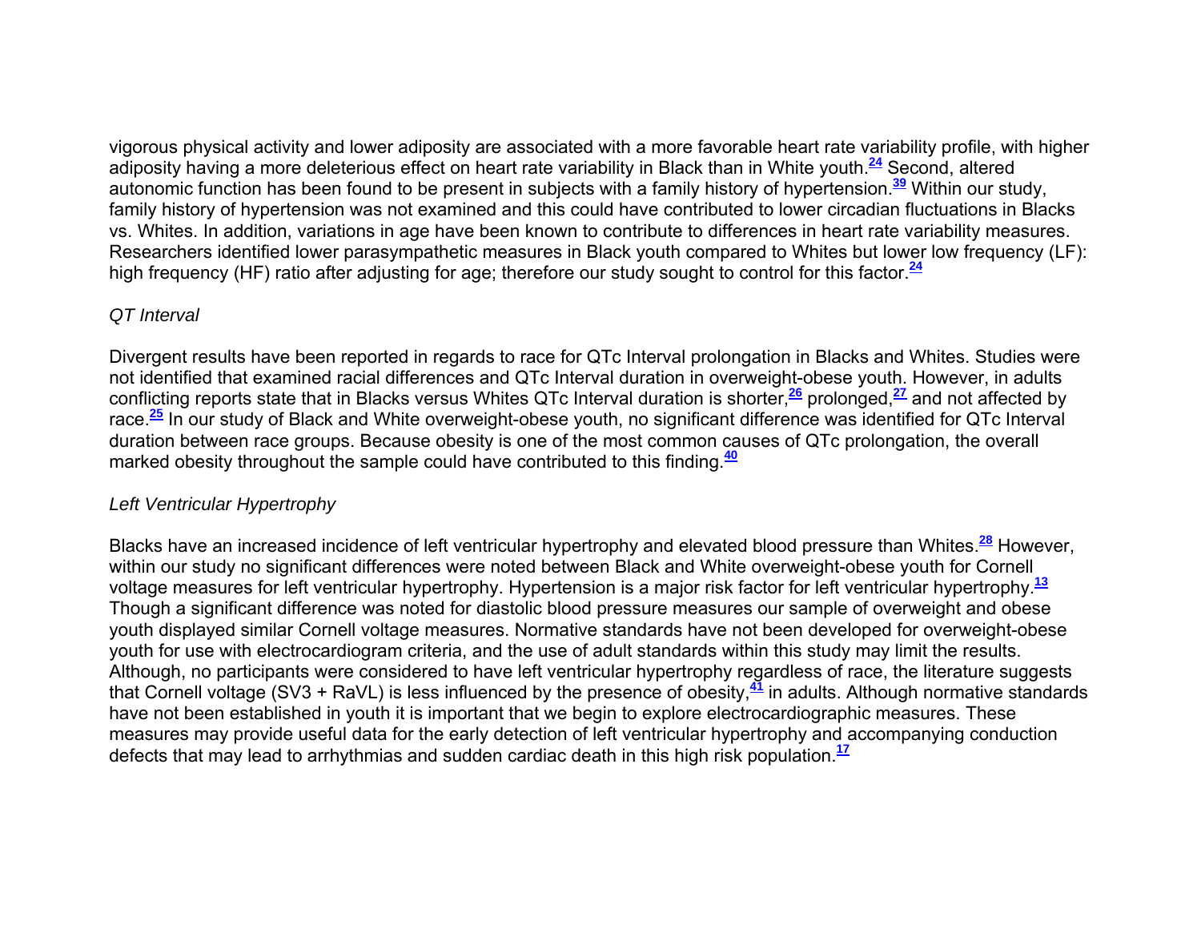vigorous physical activity and lower adiposity are associated with a more favorable heart rate variability profile, with higher adiposity having a more deleterious effect on heart rate variability in Black than in White youth.[24] Second, altered autonomic function has been found to be present in subjects with a family history of hypertension.[39] Within our study, family history of hypertension was not examined and this could have contributed to lower circadian fluctuations in Blacks vs. Whites. In addition, variations in age have been known to contribute to differences in heart rate variability measures. Researchers identified lower parasympathetic measures in Black youth compared to Whites but lower low frequency (LF): high frequency (HF) ratio after adjusting for age; therefore our study sought to control for this factor.[24]

### *QT Interval*

Divergent results have been reported in regards to race for QTc Interval prolongation in Blacks and Whites. Studies were not identified that examined racial differences and QTc Interval duration in overweight-obese youth. However, in adults conflicting reports state that in Blacks versus Whites QTc Interval duration is shorter,[26] prolonged,[27] and not affected by race.[25] In our study of Black and White overweight-obese youth, no significant difference was identified for QTc Interval duration between race groups. Because obesity is one of the most common causes of QTc prolongation, the overall marked obesity throughout the sample could have contributed to this finding.[40]

### *Left Ventricular Hypertrophy*

Blacks have an increased incidence of left ventricular hypertrophy and elevated blood pressure than Whites.[28] However, within our study no significant differences were noted between Black and White overweight-obese youth for Cornell voltage measures for left ventricular hypertrophy. Hypertension is a major risk factor for left ventricular hypertrophy.[13] Though a significant difference was noted for diastolic blood pressure measures our sample of overweight and obese youth displayed similar Cornell voltage measures. Normative standards have not been developed for overweight-obese youth for use with electrocardiogram criteria, and the use of adult standards within this study may limit the results. Although, no participants were considered to have left ventricular hypertrophy regardless of race, the literature suggests that Cornell voltage (SV3 + RaVL) is less influenced by the presence of obesity,[41] in adults. Although normative standards have not been established in youth it is important that we begin to explore electrocardiographic measures. These measures may provide useful data for the early detection of left ventricular hypertrophy and accompanying conduction defects that may lead to arrhythmias and sudden cardiac death in this high risk population.[17]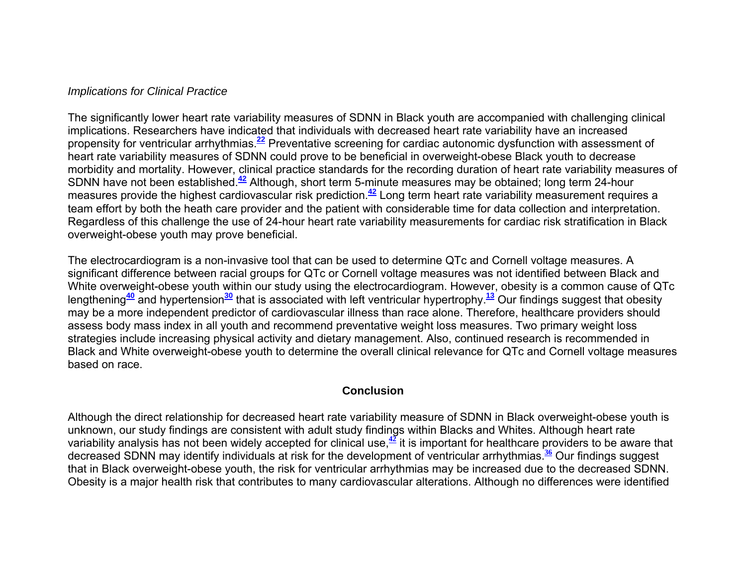### *Implications for Clinical Practice*

The significantly lower heart rate variability measures of SDNN in Black youth are accompanied with challenging clinical implications. Researchers have indicated that individuals with decreased heart rate variability have an increased propensity for ventricular arrhythmias.[22] Preventative screening for cardiac autonomic dysfunction with assessment of heart rate variability measures of SDNN could prove to be beneficial in overweight-obese Black youth to decrease morbidity and mortality. However, clinical practice standards for the recording duration of heart rate variability measures of SDNN have not been established.[42] Although, short term 5-minute measures may be obtained; long term 24-hour measures provide the highest cardiovascular risk prediction.[42] Long term heart rate variability measurement requires a team effort by both the heath care provider and the patient with considerable time for data collection and interpretation. Regardless of this challenge the use of 24-hour heart rate variability measurements for cardiac risk stratification in Black overweight-obese youth may prove beneficial.

The electrocardiogram is a non-invasive tool that can be used to determine QTc and Cornell voltage measures. A significant difference between racial groups for QTc or Cornell voltage measures was not identified between Black and White overweight-obese youth within our study using the electrocardiogram. However, obesity is a common cause of QTc lengthening[40] and hypertension[30] that is associated with left ventricular hypertrophy.[13] Our findings suggest that obesity may be a more independent predictor of cardiovascular illness than race alone. Therefore, healthcare providers should assess body mass index in all youth and recommend preventative weight loss measures. Two primary weight loss strategies include increasing physical activity and dietary management. Also, continued research is recommended in Black and White overweight-obese youth to determine the overall clinical relevance for QTc and Cornell voltage measures based on race.

## Conclusion

Although the direct relationship for decreased heart rate variability measure of SDNN in Black overweight-obese youth is unknown, our study findings are consistent with adult study findings within Blacks and Whites. Although heart rate variability analysis has not been widely accepted for clinical use,[42] it is important for healthcare providers to be aware that decreased SDNN may identify individuals at risk for the development of ventricular arrhythmias.[36] Our findings suggest that in Black overweight-obese youth, the risk for ventricular arrhythmias may be increased due to the decreased SDNN. Obesity is a major health risk that contributes to many cardiovascular alterations. Although no differences were identified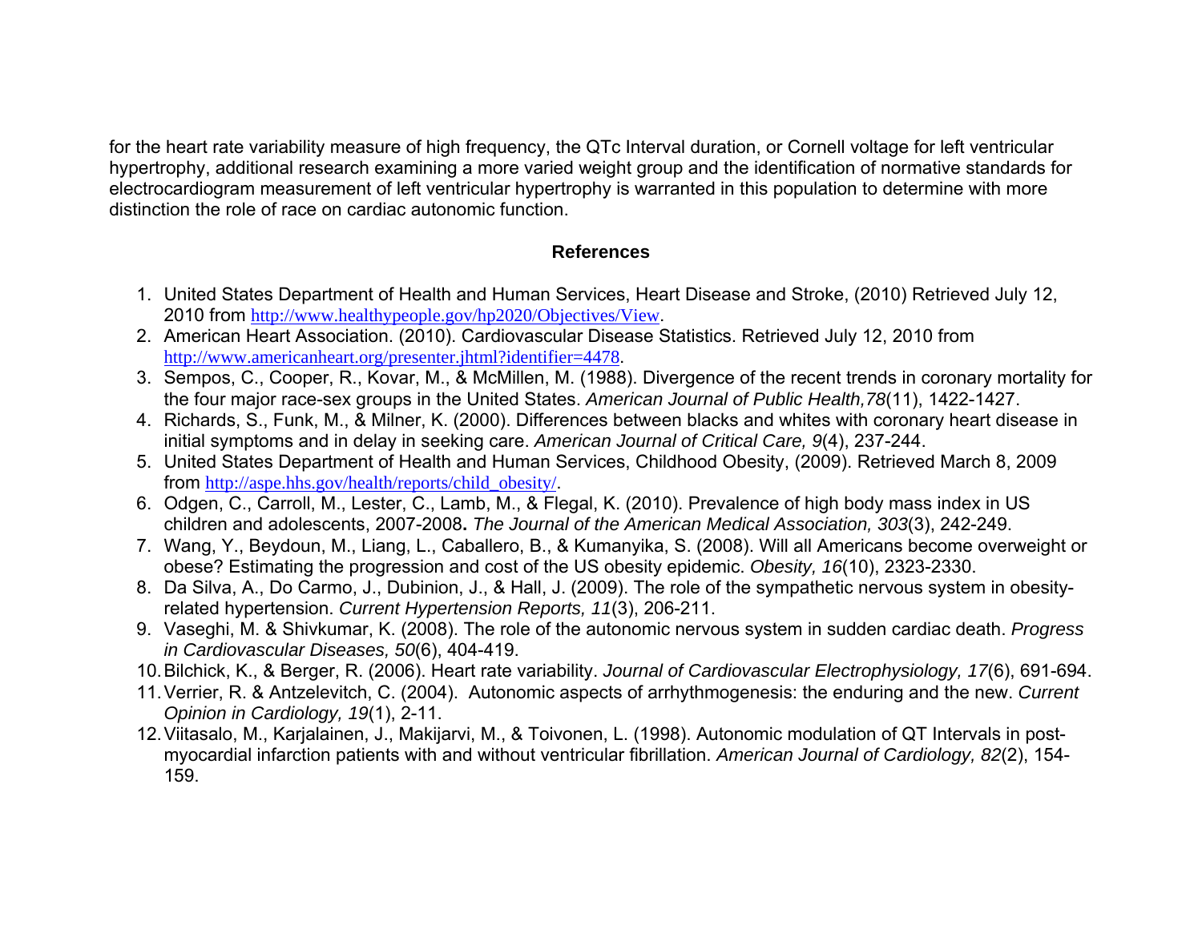for the heart rate variability measure of high frequency, the QTc Interval duration, or Cornell voltage for left ventricular hypertrophy, additional research examining a more varied weight group and the identification of normative standards for electrocardiogram measurement of left ventricular hypertrophy is warranted in this population to determine with more distinction the role of race on cardiac autonomic function.

## References

1. United States Department of Health and Human Services, Heart Disease and Stroke, (2010) Retrieved July 12, 2010 from http://www.healthypeople.gov/hp2020/Objectives/View.
2. American Heart Association. (2010). Cardiovascular Disease Statistics. Retrieved July 12, 2010 from http://www.americanheart.org/presenter.jhtml?identifier=4478.
3. Sempos, C., Cooper, R., Kovar, M., & McMillen, M. (1988). Divergence of the recent trends in coronary mortality for the four major race-sex groups in the United States. *American Journal of Public Health,78*(11), 1422-1427.
4. Richards, S., Funk, M., & Milner, K. (2000). Differences between blacks and whites with coronary heart disease in initial symptoms and in delay in seeking care. *American Journal of Critical Care, 9*(4), 237-244.
5. United States Department of Health and Human Services, Childhood Obesity, (2009). Retrieved March 8, 2009 from http://aspe.hhs.gov/health/reports/child_obesity/.
6. Odgen, C., Carroll, M., Lester, C., Lamb, M., & Flegal, K. (2010). Prevalence of high body mass index in US children and adolescents, 2007-2008**.** *The Journal of the American Medical Association, 303*(3), 242-249.
7. Wang, Y., Beydoun, M., Liang, L., Caballero, B., & Kumanyika, S. (2008). Will all Americans become overweight or obese? Estimating the progression and cost of the US obesity epidemic. *Obesity, 16*(10), 2323-2330.
8. Da Silva, A., Do Carmo, J., Dubinion, J., & Hall, J. (2009). The role of the sympathetic nervous system in obesity-related hypertension. *Current Hypertension Reports, 11*(3), 206-211.
9. Vaseghi, M. & Shivkumar, K. (2008). The role of the autonomic nervous system in sudden cardiac death. *Progress in Cardiovascular Diseases, 50*(6), 404-419.
10. Bilchick, K., & Berger, R. (2006). Heart rate variability. *Journal of Cardiovascular Electrophysiology, 17*(6), 691-694.
11. Verrier, R. & Antzelevitch, C. (2004). Autonomic aspects of arrhythmogenesis: the enduring and the new. *Current Opinion in Cardiology, 19*(1), 2-11.
12. Viitasalo, M., Karjalainen, J., Makijarvi, M., & Toivonen, L. (1998). Autonomic modulation of QT Intervals in post-myocardial infarction patients with and without ventricular fibrillation. *American Journal of Cardiology, 82*(2), 154-159.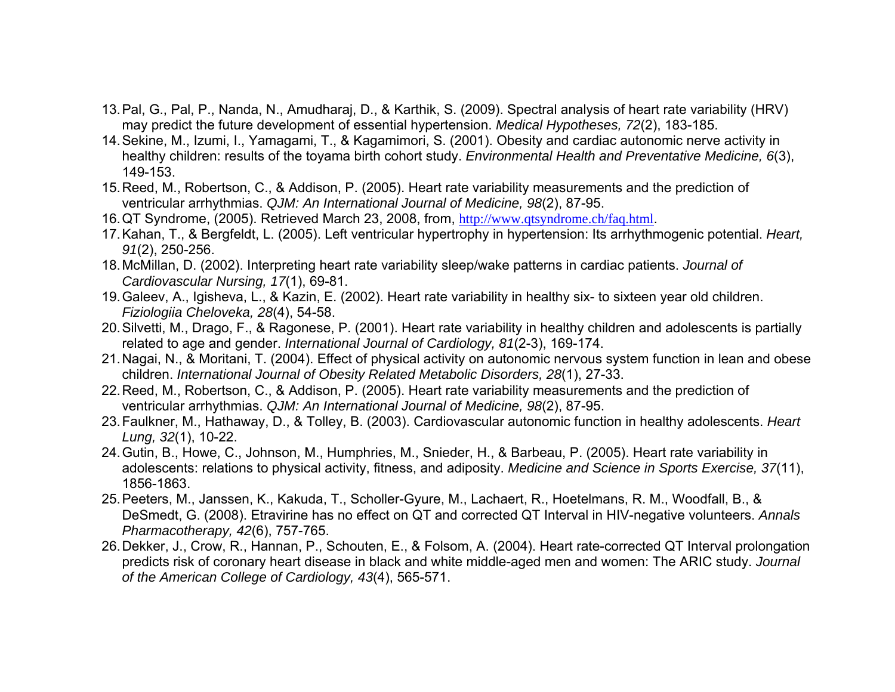13. Pal, G., Pal, P., Nanda, N., Amudharaj, D., & Karthik, S. (2009). Spectral analysis of heart rate variability (HRV) may predict the future development of essential hypertension. *Medical Hypotheses, 72*(2), 183-185.
14. Sekine, M., Izumi, I., Yamagami, T., & Kagamimori, S. (2001). Obesity and cardiac autonomic nerve activity in healthy children: results of the toyama birth cohort study. *Environmental Health and Preventative Medicine, 6*(3), 149-153.
15. Reed, M., Robertson, C., & Addison, P. (2005). Heart rate variability measurements and the prediction of ventricular arrhythmias. *QJM: An International Journal of Medicine, 98*(2), 87-95.
16. QT Syndrome, (2005). Retrieved March 23, 2008, from, http://www.qtsyndrome.ch/faq.html.
17. Kahan, T., & Bergfeldt, L. (2005). Left ventricular hypertrophy in hypertension: Its arrhythmogenic potential. *Heart, 91*(2), 250-256.
18. McMillan, D. (2002). Interpreting heart rate variability sleep/wake patterns in cardiac patients. *Journal of Cardiovascular Nursing, 17*(1), 69-81.
19. Galeev, A., Igisheva, L., & Kazin, E. (2002). Heart rate variability in healthy six- to sixteen year old children. *Fiziologiia Cheloveka, 28*(4), 54-58.
20. Silvetti, M., Drago, F., & Ragonese, P. (2001). Heart rate variability in healthy children and adolescents is partially related to age and gender. *International Journal of Cardiology, 81*(2-3), 169-174.
21. Nagai, N., & Moritani, T. (2004). Effect of physical activity on autonomic nervous system function in lean and obese children. *International Journal of Obesity Related Metabolic Disorders, 28*(1), 27-33.
22. Reed, M., Robertson, C., & Addison, P. (2005). Heart rate variability measurements and the prediction of ventricular arrhythmias. *QJM: An International Journal of Medicine, 98*(2), 87-95.
23. Faulkner, M., Hathaway, D., & Tolley, B. (2003). Cardiovascular autonomic function in healthy adolescents. *Heart Lung, 32*(1), 10-22.
24. Gutin, B., Howe, C., Johnson, M., Humphries, M., Snieder, H., & Barbeau, P. (2005). Heart rate variability in adolescents: relations to physical activity, fitness, and adiposity. *Medicine and Science in Sports Exercise, 37*(11), 1856-1863.
25. Peeters, M., Janssen, K., Kakuda, T., Scholler-Gyure, M., Lachaert, R., Hoetelmans, R. M., Woodfall, B., & DeSmedt, G. (2008). Etravirine has no effect on QT and corrected QT Interval in HIV-negative volunteers. *Annals Pharmacotherapy, 42*(6), 757-765.
26. Dekker, J., Crow, R., Hannan, P., Schouten, E., & Folsom, A. (2004). Heart rate-corrected QT Interval prolongation predicts risk of coronary heart disease in black and white middle-aged men and women: The ARIC study. *Journal of the American College of Cardiology, 43*(4), 565-571.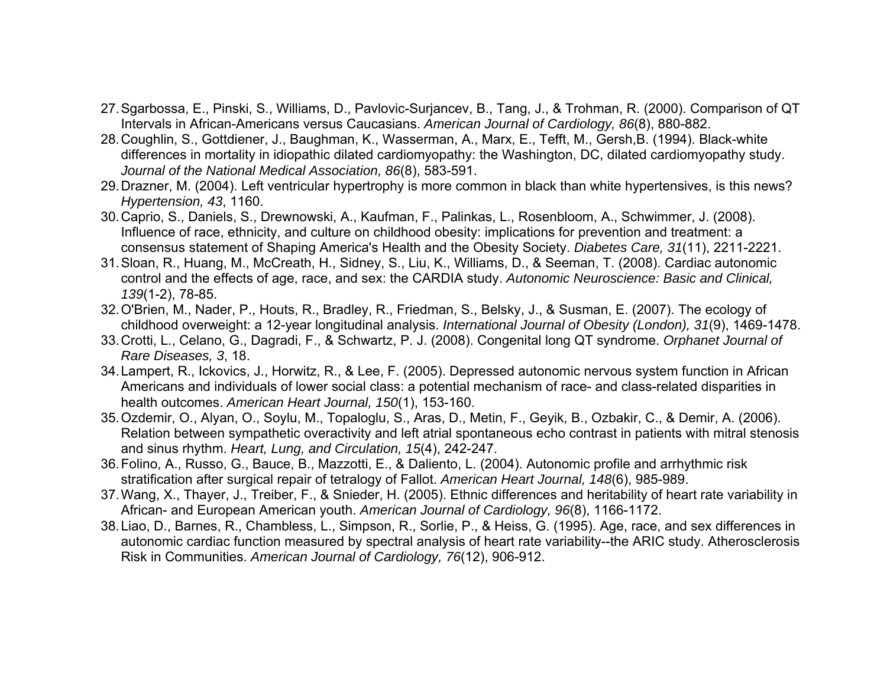27. Sgarbossa, E., Pinski, S., Williams, D., Pavlovic-Surjancev, B., Tang, J., & Trohman, R. (2000). Comparison of QT Intervals in African-Americans versus Caucasians. *American Journal of Cardiology, 86*(8), 880-882.
28. Coughlin, S., Gottdiener, J., Baughman, K., Wasserman, A., Marx, E., Tefft, M., Gersh,B. (1994). Black-white differences in mortality in idiopathic dilated cardiomyopathy: the Washington, DC, dilated cardiomyopathy study. *Journal of the National Medical Association, 86*(8), 583-591.
29. Drazner, M. (2004). Left ventricular hypertrophy is more common in black than white hypertensives, is this news? *Hypertension, 43*, 1160.
30. Caprio, S., Daniels, S., Drewnowski, A., Kaufman, F., Palinkas, L., Rosenbloom, A., Schwimmer, J. (2008). Influence of race, ethnicity, and culture on childhood obesity: implications for prevention and treatment: a consensus statement of Shaping America's Health and the Obesity Society. *Diabetes Care, 31*(11), 2211-2221.
31. Sloan, R., Huang, M., McCreath, H., Sidney, S., Liu, K., Williams, D., & Seeman, T. (2008). Cardiac autonomic control and the effects of age, race, and sex: the CARDIA study. *Autonomic Neuroscience: Basic and Clinical, 139*(1-2), 78-85.
32. O'Brien, M., Nader, P., Houts, R., Bradley, R., Friedman, S., Belsky, J., & Susman, E. (2007). The ecology of childhood overweight: a 12-year longitudinal analysis. *International Journal of Obesity (London), 31*(9), 1469-1478.
33. Crotti, L., Celano, G., Dagradi, F., & Schwartz, P. J. (2008). Congenital long QT syndrome. *Orphanet Journal of Rare Diseases, 3*, 18.
34. Lampert, R., Ickovics, J., Horwitz, R., & Lee, F. (2005). Depressed autonomic nervous system function in African Americans and individuals of lower social class: a potential mechanism of race- and class-related disparities in health outcomes. *American Heart Journal, 150*(1), 153-160.
35. Ozdemir, O., Alyan, O., Soylu, M., Topaloglu, S., Aras, D., Metin, F., Geyik, B., Ozbakir, C., & Demir, A. (2006). Relation between sympathetic overactivity and left atrial spontaneous echo contrast in patients with mitral stenosis and sinus rhythm. *Heart, Lung, and Circulation, 15*(4), 242-247.
36. Folino, A., Russo, G., Bauce, B., Mazzotti, E., & Daliento, L. (2004). Autonomic profile and arrhythmic risk stratification after surgical repair of tetralogy of Fallot. *American Heart Journal, 148*(6), 985-989.
37. Wang, X., Thayer, J., Treiber, F., & Snieder, H. (2005). Ethnic differences and heritability of heart rate variability in African- and European American youth. *American Journal of Cardiology, 96*(8), 1166-1172.
38. Liao, D., Barnes, R., Chambless, L., Simpson, R., Sorlie, P., & Heiss, G. (1995). Age, race, and sex differences in autonomic cardiac function measured by spectral analysis of heart rate variability--the ARIC study. Atherosclerosis Risk in Communities. *American Journal of Cardiology, 76*(12), 906-912.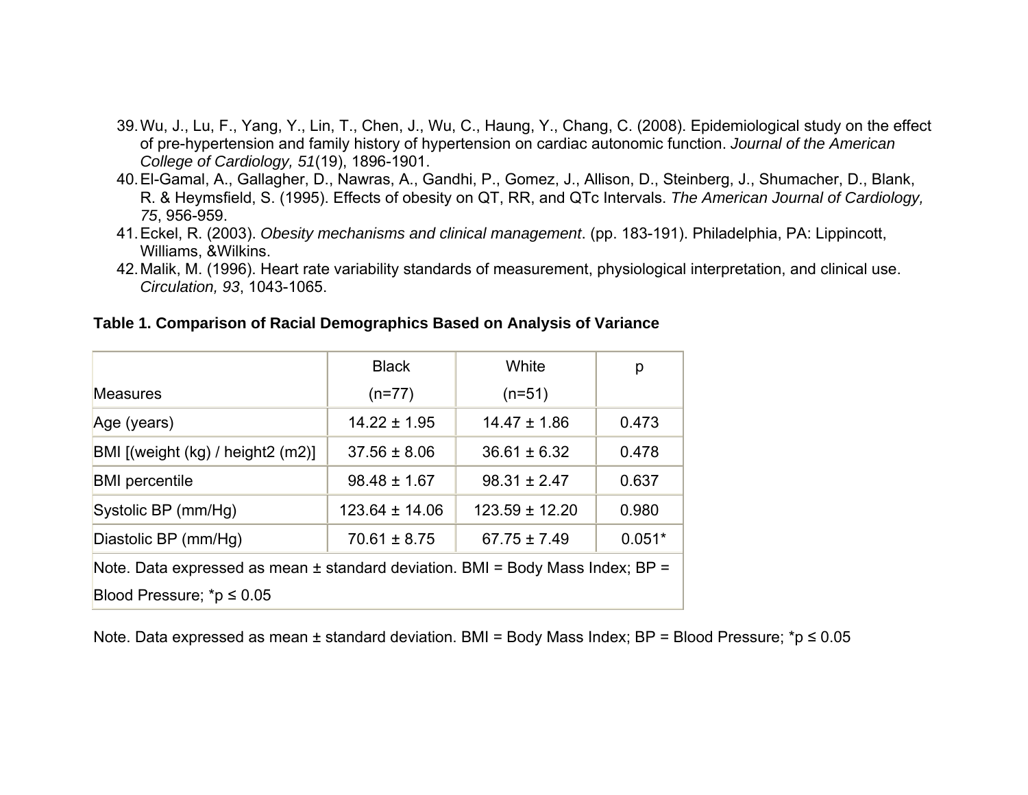39. Wu, J., Lu, F., Yang, Y., Lin, T., Chen, J., Wu, C., Haung, Y., Chang, C. (2008). Epidemiological study on the effect of pre-hypertension and family history of hypertension on cardiac autonomic function. *Journal of the American College of Cardiology, 51*(19), 1896-1901.
40. El-Gamal, A., Gallagher, D., Nawras, A., Gandhi, P., Gomez, J., Allison, D., Steinberg, J., Shumacher, D., Blank, R. & Heymsfield, S. (1995). Effects of obesity on QT, RR, and QTc Intervals. *The American Journal of Cardiology, 75*, 956-959.
41. Eckel, R. (2003). *Obesity mechanisms and clinical management*. (pp. 183-191). Philadelphia, PA: Lippincott, Williams, &Wilkins.
42. Malik, M. (1996). Heart rate variability standards of measurement, physiological interpretation, and clinical use. *Circulation, 93*, 1043-1065.

**Table 1. Comparison of Racial Demographics Based on Analysis of Variance**

| Measures | Black (n=77) | White (n=51) | p |
|---|---|---|---|
| Age (years) | 14.22 ± 1.95 | 14.47 ± 1.86 | 0.473 |
| BMI [(weight (kg) / height2 (m2)] | 37.56 ± 8.06 | 36.61 ± 6.32 | 0.478 |
| BMI percentile | 98.48 ± 1.67 | 98.31 ± 2.47 | 0.637 |
| Systolic BP (mm/Hg) | 123.64 ± 14.06 | 123.59 ± 12.20 | 0.980 |
| Diastolic BP (mm/Hg) | 70.61 ± 8.75 | 67.75 ± 7.49 | 0.051* |
| Note. Data expressed as mean ± standard deviation. BMI = Body Mass Index; BP = Blood Pressure; *p ≤ 0.05 | | | |

Note. Data expressed as mean ± standard deviation. BMI = Body Mass Index; BP = Blood Pressure; *p ≤ 0.05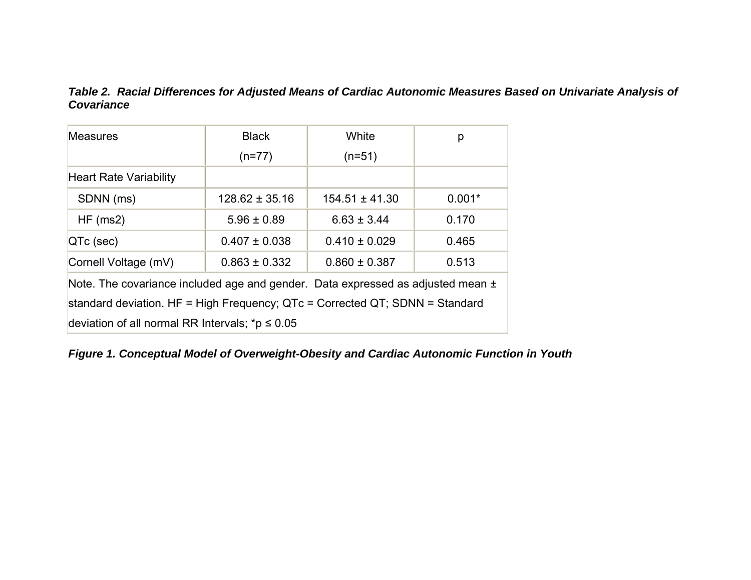***Table 2. Racial Differences for Adjusted Means of Cardiac Autonomic Measures Based on Univariate Analysis of Covariance***

| Measures | Black (n=77) | White (n=51) | p |
|---|---|---|---|
| Heart Rate Variability | | | |
| SDNN (ms) | 128.62 ± 35.16 | 154.51 ± 41.30 | 0.001* |
| HF (ms2) | 5.96 ± 0.89 | 6.63 ± 3.44 | 0.170 |
| QTc (sec) | 0.407 ± 0.038 | 0.410 ± 0.029 | 0.465 |
| Cornell Voltage (mV) | 0.863 ± 0.332 | 0.860 ± 0.387 | 0.513 |

Note. The covariance included age and gender. Data expressed as adjusted mean ± standard deviation. HF = High Frequency; QTc = Corrected QT; SDNN = Standard deviation of all normal RR Intervals; *$p \leq 0.05$

***Figure 1. Conceptual Model of Overweight-Obesity and Cardiac Autonomic Function in Youth***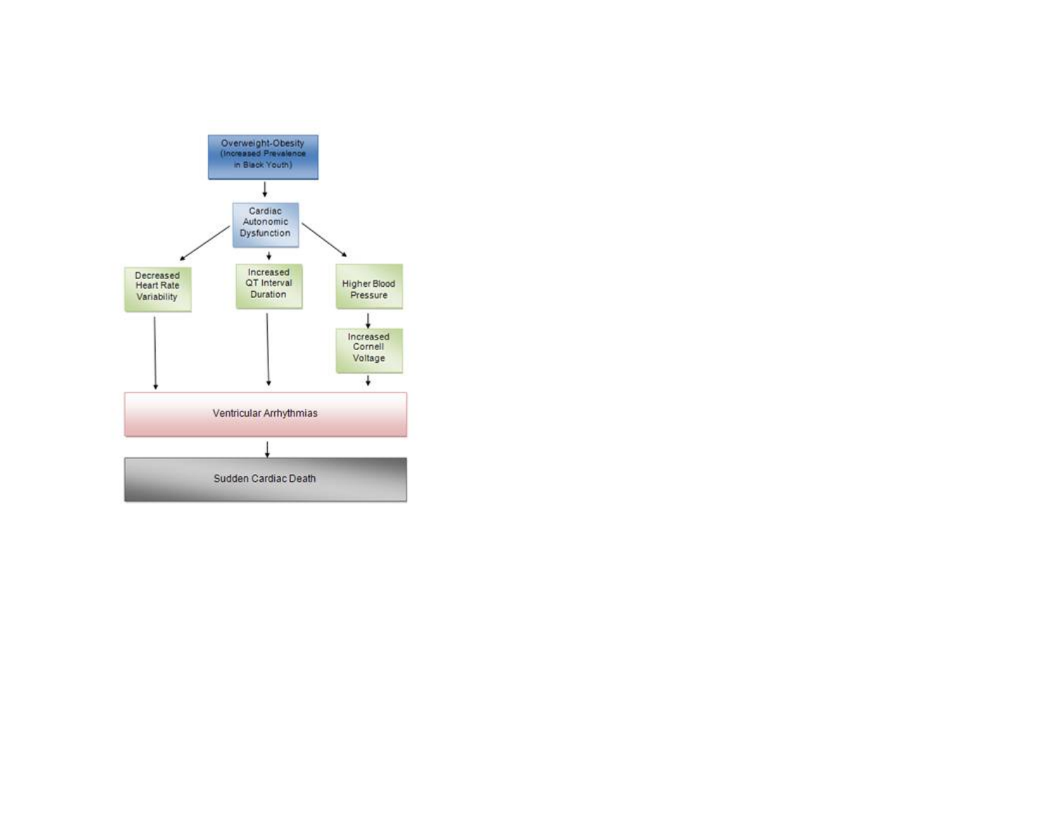Overweight-Obesity (Increased Prevalence in Black Youth)

Cardiac Autonomic Dysfunction

Decreased Heart Rate Variability

Increased QT Interval Duration

Higher Blood Pressure

Increased Cornell Voltage

Ventricular Arrhythmias

Sudden Cardiac Death